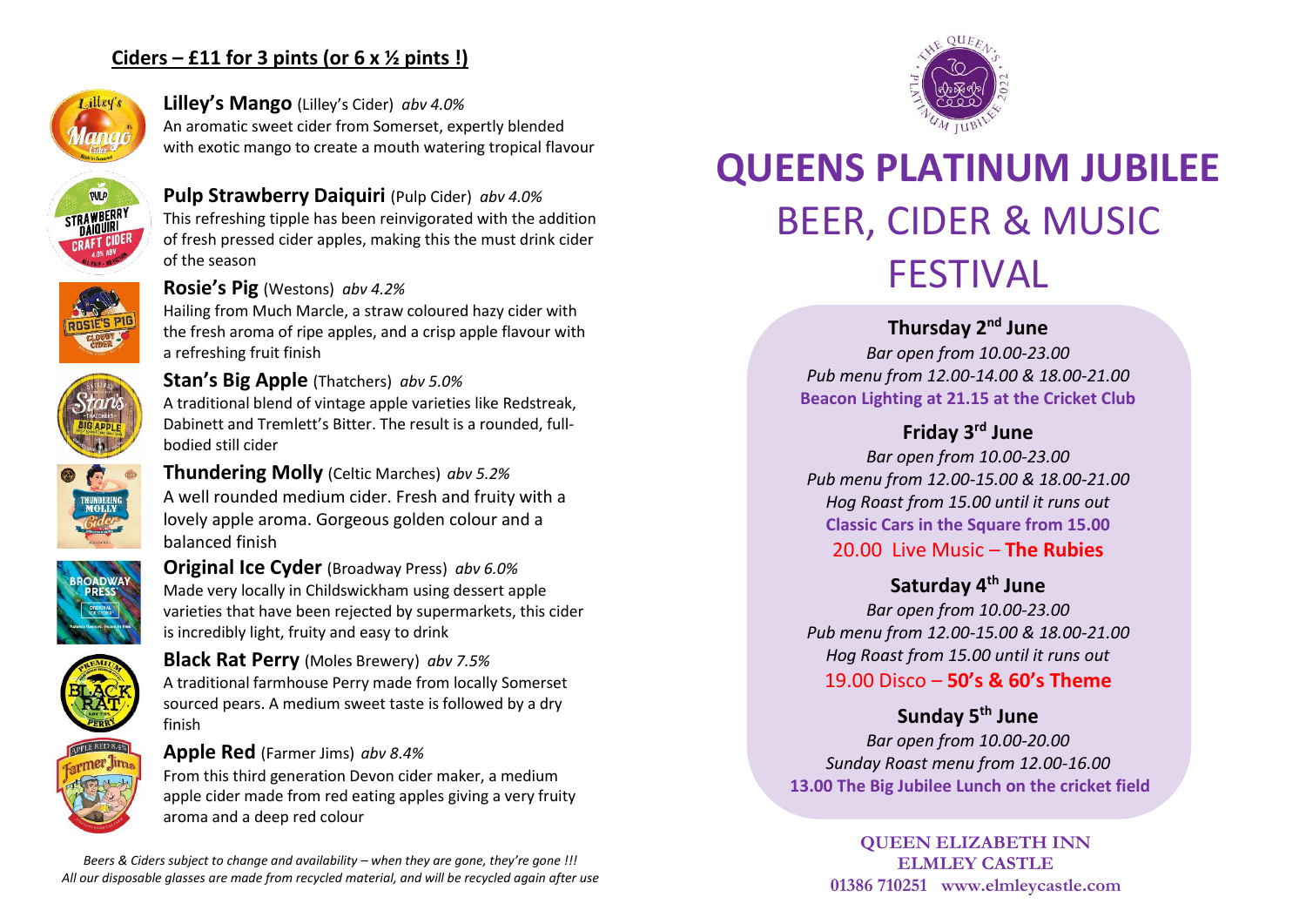## Ciders – £11 for 3 pints (or 6 x ½ pints !)

**Lilley's Mango** (Lilley's Cider) *abv 4.0%*
An aromatic sweet cider from Somerset, expertly blended with exotic mango to create a mouth watering tropical flavour

**Pulp Strawberry Daiquiri** (Pulp Cider) *abv 4.0%*
This refreshing tipple has been reinvigorated with the addition of fresh pressed cider apples, making this the must drink cider of the season

**Rosie's Pig** (Westons) *abv 4.2%*
Hailing from Much Marcle, a straw coloured hazy cider with the fresh aroma of ripe apples, and a crisp apple flavour with a refreshing fruit finish

**Stan's Big Apple** (Thatchers) *abv 5.0%*
A traditional blend of vintage apple varieties like Redstreak, Dabinett and Tremlett's Bitter. The result is a rounded, full-bodied still cider

**Thundering Molly** (Celtic Marches) *abv 5.2%*
A well rounded medium cider. Fresh and fruity with a lovely apple aroma. Gorgeous golden colour and a balanced finish

**Original Ice Cyder** (Broadway Press) *abv 6.0%*
Made very locally in Childswickham using dessert apple varieties that have been rejected by supermarkets, this cider is incredibly light, fruity and easy to drink

**Black Rat Perry** (Moles Brewery) *abv 7.5%*
A traditional farmhouse Perry made from locally Somerset sourced pears. A medium sweet taste is followed by a dry finish

**Apple Red** (Farmer Jims) *abv 8.4%*
From this third generation Devon cider maker, a medium apple cider made from red eating apples giving a very fruity aroma and a deep red colour

*Beers & Ciders subject to change and availability – when they are gone, they're gone !!!*
*All our disposable glasses are made from recycled material, and will be recycled again after use*

# QUEENS PLATINUM JUBILEE

## BEER, CIDER & MUSIC FESTIVAL

**Thursday 2nd June**
*Bar open from 10.00-23.00*
*Pub menu from 12.00-14.00 & 18.00-21.00*
**Beacon Lighting at 21.15 at the Cricket Club**

**Friday 3rd June**
*Bar open from 10.00-23.00*
*Pub menu from 12.00-15.00 & 18.00-21.00*
*Hog Roast from 15.00 until it runs out*
**Classic Cars in the Square from 15.00**
20.00 Live Music – **The Rubies**

**Saturday 4th June**
*Bar open from 10.00-23.00*
*Pub menu from 12.00-15.00 & 18.00-21.00*
*Hog Roast from 15.00 until it runs out*
19.00 Disco – **50's & 60's Theme**

**Sunday 5th June**
*Bar open from 10.00-20.00*
*Sunday Roast menu from 12.00-16.00*
**13.00 The Big Jubilee Lunch on the cricket field**

**QUEEN ELIZABETH INN**
**ELMLEY CASTLE**
**01386 710251 www.elmleycastle.com**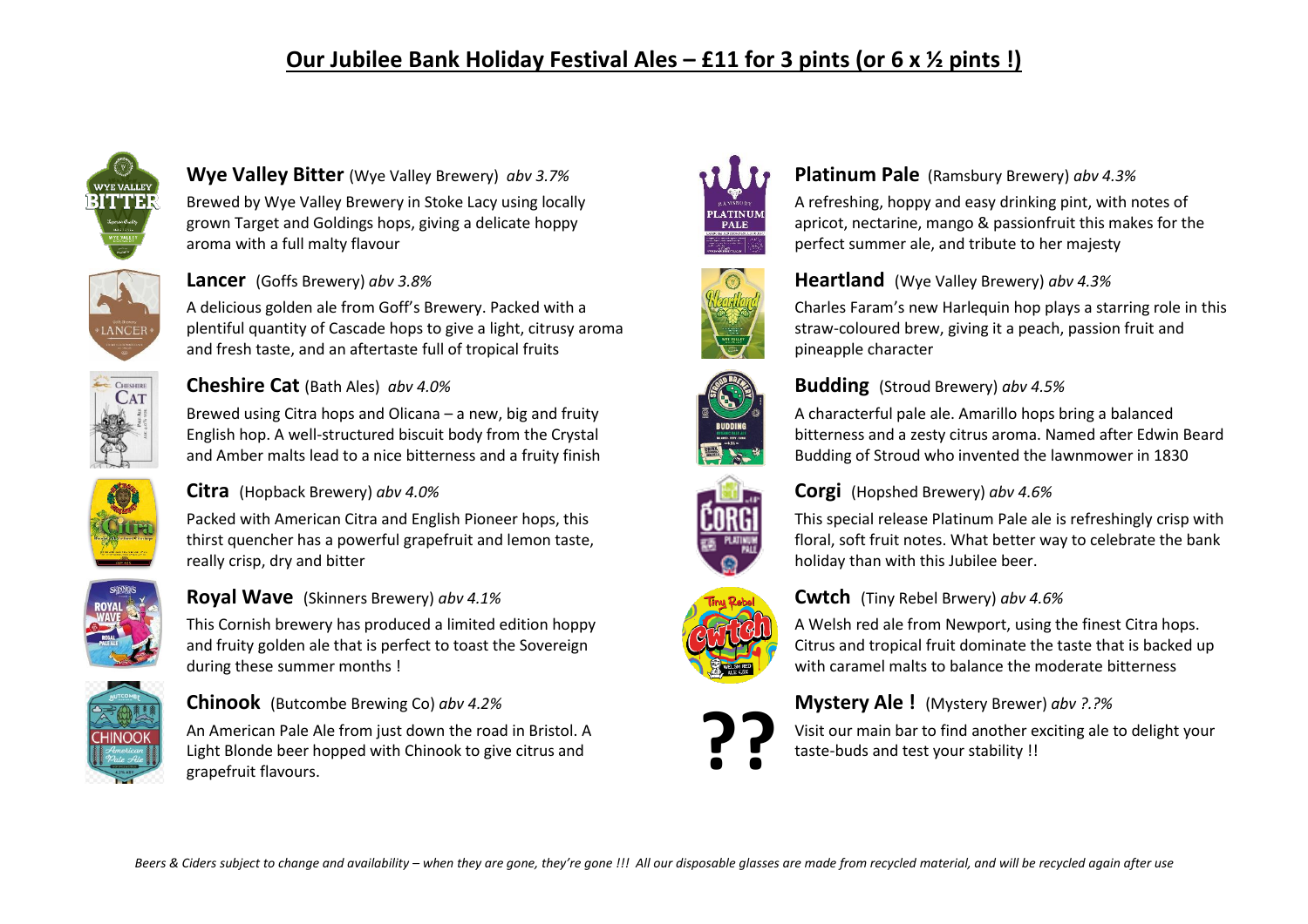# Our Jubilee Bank Holiday Festival Ales – £11 for 3 pints (or 6 x ½ pints !)

**Wye Valley Bitter** (Wye Valley Brewery) *abv 3.7%*

Brewed by Wye Valley Brewery in Stoke Lacy using locally grown Target and Goldings hops, giving a delicate hoppy aroma with a full malty flavour

**Lancer** (Goffs Brewery) *abv 3.8%*

A delicious golden ale from Goff's Brewery. Packed with a plentiful quantity of Cascade hops to give a light, citrusy aroma and fresh taste, and an aftertaste full of tropical fruits

**Cheshire Cat** (Bath Ales) *abv 4.0%*

Brewed using Citra hops and Olicana – a new, big and fruity English hop. A well-structured biscuit body from the Crystal and Amber malts lead to a nice bitterness and a fruity finish

**Citra** (Hopback Brewery) *abv 4.0%*

Packed with American Citra and English Pioneer hops, this thirst quencher has a powerful grapefruit and lemon taste, really crisp, dry and bitter

**Royal Wave** (Skinners Brewery) *abv 4.1%*

This Cornish brewery has produced a limited edition hoppy and fruity golden ale that is perfect to toast the Sovereign during these summer months !

**Chinook** (Butcombe Brewing Co) *abv 4.2%*

An American Pale Ale from just down the road in Bristol. A Light Blonde beer hopped with Chinook to give citrus and grapefruit flavours.

**Platinum Pale** (Ramsbury Brewery) *abv 4.3%*

A refreshing, hoppy and easy drinking pint, with notes of apricot, nectarine, mango & passionfruit this makes for the perfect summer ale, and tribute to her majesty

**Heartland** (Wye Valley Brewery) *abv 4.3%*

Charles Faram's new Harlequin hop plays a starring role in this straw-coloured brew, giving it a peach, passion fruit and pineapple character

**Budding** (Stroud Brewery) *abv 4.5%*

A characterful pale ale. Amarillo hops bring a balanced bitterness and a zesty citrus aroma. Named after Edwin Beard Budding of Stroud who invented the lawnmower in 1830

**Corgi** (Hopshed Brewery) *abv 4.6%*

This special release Platinum Pale ale is refreshingly crisp with floral, soft fruit notes. What better way to celebrate the bank holiday than with this Jubilee beer.

**Cwtch** (Tiny Rebel Brwery) *abv 4.6%*

A Welsh red ale from Newport, using the finest Citra hops. Citrus and tropical fruit dominate the taste that is backed up with caramel malts to balance the moderate bitterness

**??**

**Mystery Ale !** (Mystery Brewer) *abv ?.?%*

Visit our main bar to find another exciting ale to delight your taste-buds and test your stability !!

*Beers & Ciders subject to change and availability – when they are gone, they're gone !!! All our disposable glasses are made from recycled material, and will be recycled again after use*